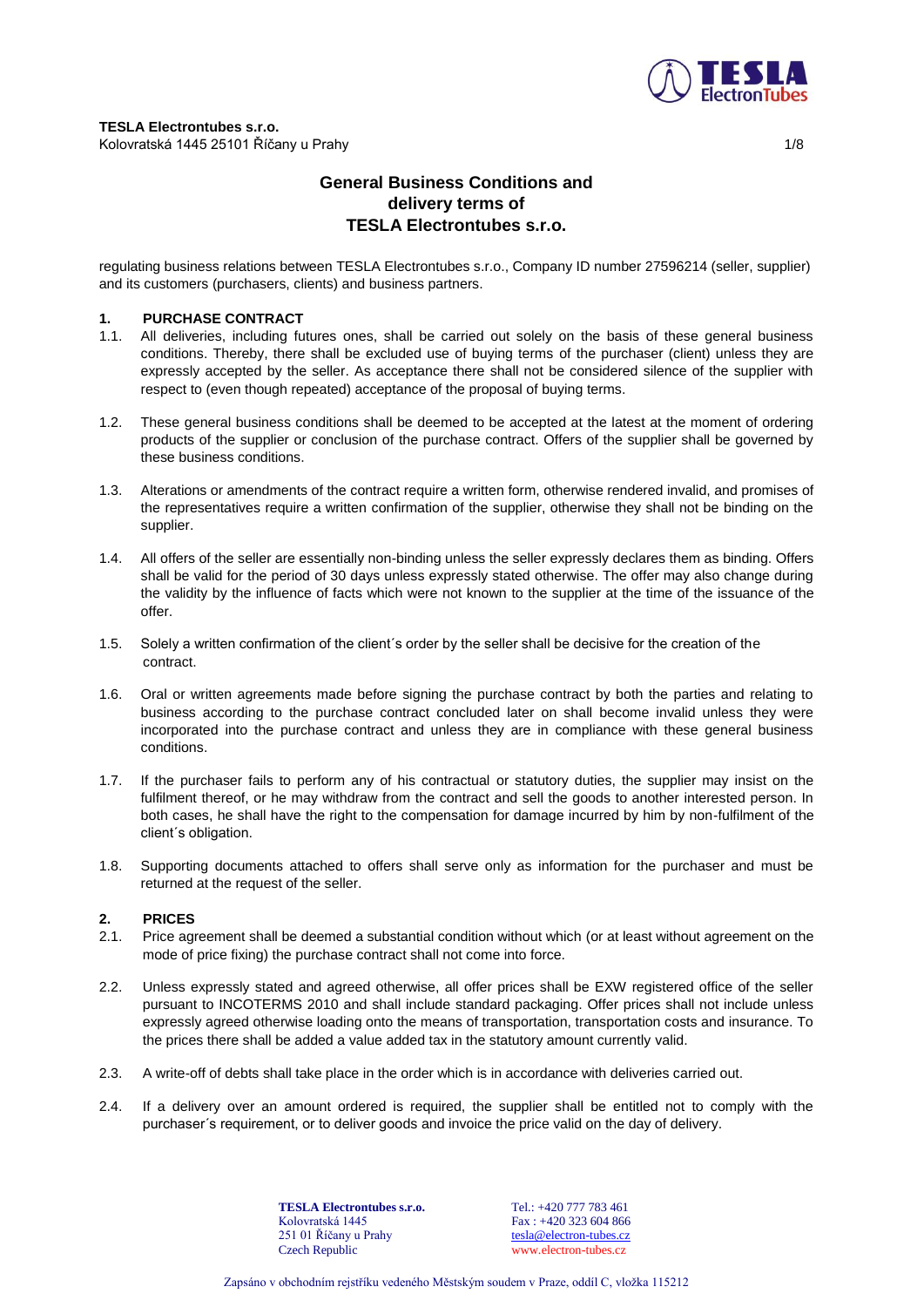**TESLA Electrontubes s.r.o.**
Kolovratská 1445 25101 Říčany u Prahy

# General Business Conditions and delivery terms of TESLA Electrontubes s.r.o.

regulating business relations between TESLA Electrontubes s.r.o., Company ID number 27596214 (seller, supplier) and its customers (purchasers, clients) and business partners.

## 1. PURCHASE CONTRACT

1.1. All deliveries, including futures ones, shall be carried out solely on the basis of these general business conditions. Thereby, there shall be excluded use of buying terms of the purchaser (client) unless they are expressly accepted by the seller. As acceptance there shall not be considered silence of the supplier with respect to (even though repeated) acceptance of the proposal of buying terms.

1.2. These general business conditions shall be deemed to be accepted at the latest at the moment of ordering products of the supplier or conclusion of the purchase contract. Offers of the supplier shall be governed by these business conditions.

1.3. Alterations or amendments of the contract require a written form, otherwise rendered invalid, and promises of the representatives require a written confirmation of the supplier, otherwise they shall not be binding on the supplier.

1.4. All offers of the seller are essentially non-binding unless the seller expressly declares them as binding. Offers shall be valid for the period of 30 days unless expressly stated otherwise. The offer may also change during the validity by the influence of facts which were not known to the supplier at the time of the issuance of the offer.

1.5. Solely a written confirmation of the client´s order by the seller shall be decisive for the creation of the contract.

1.6. Oral or written agreements made before signing the purchase contract by both the parties and relating to business according to the purchase contract concluded later on shall become invalid unless they were incorporated into the purchase contract and unless they are in compliance with these general business conditions.

1.7. If the purchaser fails to perform any of his contractual or statutory duties, the supplier may insist on the fulfilment thereof, or he may withdraw from the contract and sell the goods to another interested person. In both cases, he shall have the right to the compensation for damage incurred by him by non-fulfilment of the client´s obligation.

1.8. Supporting documents attached to offers shall serve only as information for the purchaser and must be returned at the request of the seller.

## 2. PRICES

2.1. Price agreement shall be deemed a substantial condition without which (or at least without agreement on the mode of price fixing) the purchase contract shall not come into force.

2.2. Unless expressly stated and agreed otherwise, all offer prices shall be EXW registered office of the seller pursuant to INCOTERMS 2010 and shall include standard packaging. Offer prices shall not include unless expressly agreed otherwise loading onto the means of transportation, transportation costs and insurance. To the prices there shall be added a value added tax in the statutory amount currently valid.

2.3. A write-off of debts shall take place in the order which is in accordance with deliveries carried out.

2.4. If a delivery over an amount ordered is required, the supplier shall be entitled not to comply with the purchaser´s requirement, or to deliver goods and invoice the price valid on the day of delivery.

**TESLA Electrontubes s.r.o.**
Kolovratská 1445
251 01 Říčany u Prahy
Czech Republic

Tel.: +420 777 783 461
Fax : +420 323 604 866
tesla@electron-tubes.cz
www.electron-tubes.cz

Zapsáno v obchodním rejstříku vedeného Městským soudem v Praze, oddíl C, vložka 115212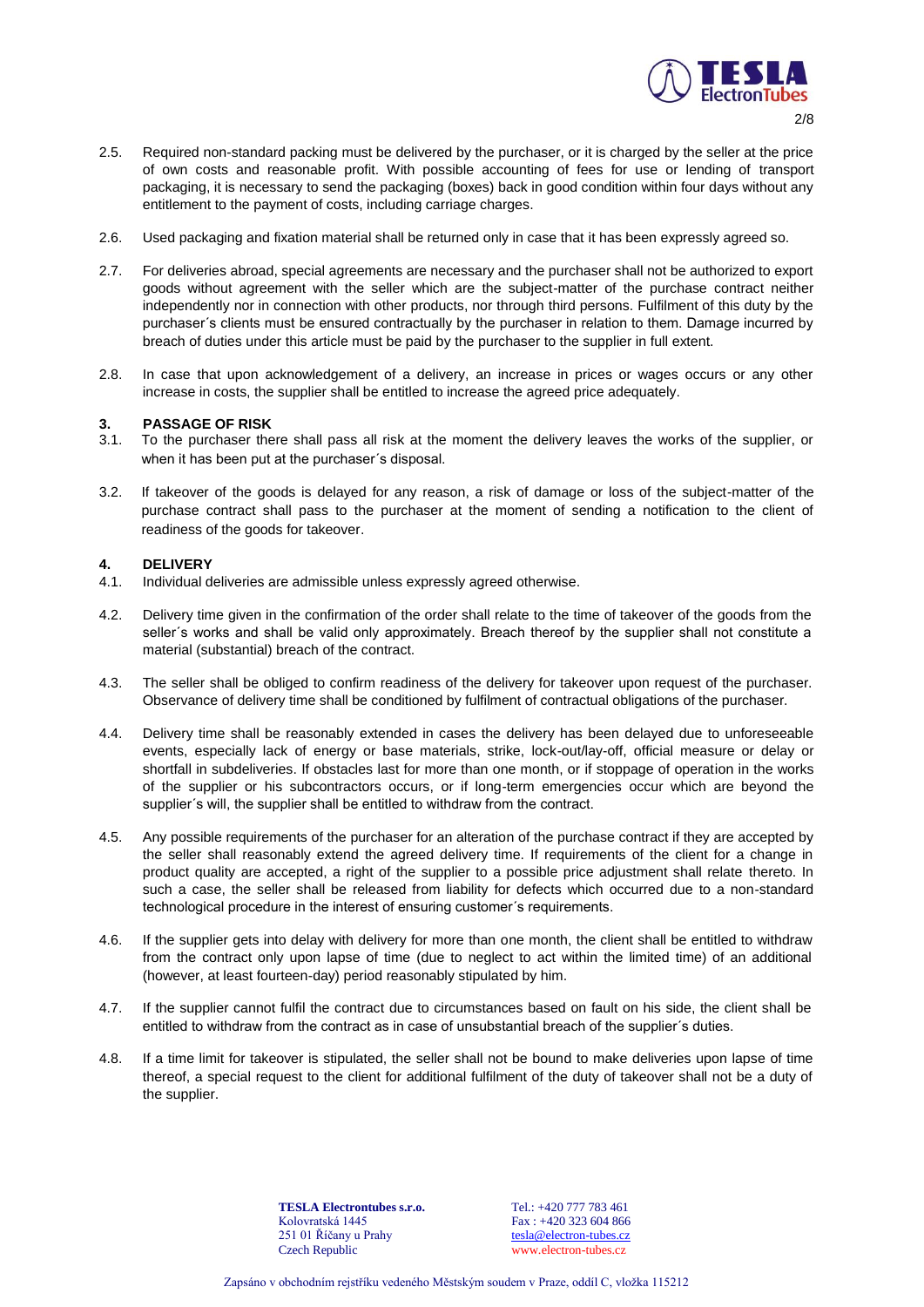2.5. Required non-standard packing must be delivered by the purchaser, or it is charged by the seller at the price of own costs and reasonable profit. With possible accounting of fees for use or lending of transport packaging, it is necessary to send the packaging (boxes) back in good condition within four days without any entitlement to the payment of costs, including carriage charges.

2.6. Used packaging and fixation material shall be returned only in case that it has been expressly agreed so.

2.7. For deliveries abroad, special agreements are necessary and the purchaser shall not be authorized to export goods without agreement with the seller which are the subject-matter of the purchase contract neither independently nor in connection with other products, nor through third persons. Fulfilment of this duty by the purchaser´s clients must be ensured contractually by the purchaser in relation to them. Damage incurred by breach of duties under this article must be paid by the purchaser to the supplier in full extent.

2.8. In case that upon acknowledgement of a delivery, an increase in prices or wages occurs or any other increase in costs, the supplier shall be entitled to increase the agreed price adequately.

## 3. PASSAGE OF RISK

3.1. To the purchaser there shall pass all risk at the moment the delivery leaves the works of the supplier, or when it has been put at the purchaser´s disposal.

3.2. If takeover of the goods is delayed for any reason, a risk of damage or loss of the subject-matter of the purchase contract shall pass to the purchaser at the moment of sending a notification to the client of readiness of the goods for takeover.

## 4. DELIVERY

4.1. Individual deliveries are admissible unless expressly agreed otherwise.

4.2. Delivery time given in the confirmation of the order shall relate to the time of takeover of the goods from the seller´s works and shall be valid only approximately. Breach thereof by the supplier shall not constitute a material (substantial) breach of the contract.

4.3. The seller shall be obliged to confirm readiness of the delivery for takeover upon request of the purchaser. Observance of delivery time shall be conditioned by fulfilment of contractual obligations of the purchaser.

4.4. Delivery time shall be reasonably extended in cases the delivery has been delayed due to unforeseeable events, especially lack of energy or base materials, strike, lock-out/lay-off, official measure or delay or shortfall in subdeliveries. If obstacles last for more than one month, or if stoppage of operation in the works of the supplier or his subcontractors occurs, or if long-term emergencies occur which are beyond the supplier´s will, the supplier shall be entitled to withdraw from the contract.

4.5. Any possible requirements of the purchaser for an alteration of the purchase contract if they are accepted by the seller shall reasonably extend the agreed delivery time. If requirements of the client for a change in product quality are accepted, a right of the supplier to a possible price adjustment shall relate thereto. In such a case, the seller shall be released from liability for defects which occurred due to a non-standard technological procedure in the interest of ensuring customer´s requirements.

4.6. If the supplier gets into delay with delivery for more than one month, the client shall be entitled to withdraw from the contract only upon lapse of time (due to neglect to act within the limited time) of an additional (however, at least fourteen-day) period reasonably stipulated by him.

4.7. If the supplier cannot fulfil the contract due to circumstances based on fault on his side, the client shall be entitled to withdraw from the contract as in case of unsubstantial breach of the supplier´s duties.

4.8. If a time limit for takeover is stipulated, the seller shall not be bound to make deliveries upon lapse of time thereof, a special request to the client for additional fulfilment of the duty of takeover shall not be a duty of the supplier.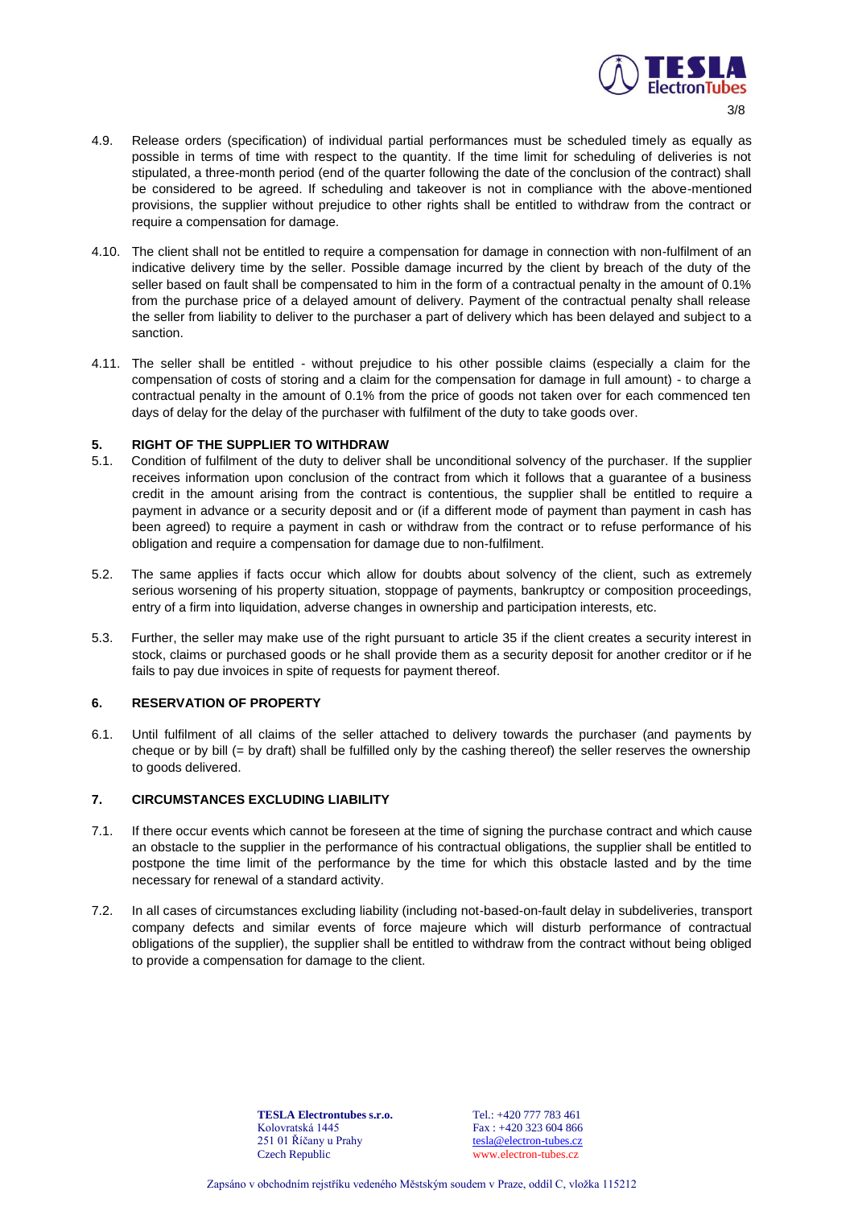4.9. Release orders (specification) of individual partial performances must be scheduled timely as equally as possible in terms of time with respect to the quantity. If the time limit for scheduling of deliveries is not stipulated, a three-month period (end of the quarter following the date of the conclusion of the contract) shall be considered to be agreed. If scheduling and takeover is not in compliance with the above-mentioned provisions, the supplier without prejudice to other rights shall be entitled to withdraw from the contract or require a compensation for damage.

4.10. The client shall not be entitled to require a compensation for damage in connection with non-fulfilment of an indicative delivery time by the seller. Possible damage incurred by the client by breach of the duty of the seller based on fault shall be compensated to him in the form of a contractual penalty in the amount of 0.1% from the purchase price of a delayed amount of delivery. Payment of the contractual penalty shall release the seller from liability to deliver to the purchaser a part of delivery which has been delayed and subject to a sanction.

4.11. The seller shall be entitled - without prejudice to his other possible claims (especially a claim for the compensation of costs of storing and a claim for the compensation for damage in full amount) - to charge a contractual penalty in the amount of 0.1% from the price of goods not taken over for each commenced ten days of delay for the delay of the purchaser with fulfilment of the duty to take goods over.

## 5. RIGHT OF THE SUPPLIER TO WITHDRAW

5.1. Condition of fulfilment of the duty to deliver shall be unconditional solvency of the purchaser. If the supplier receives information upon conclusion of the contract from which it follows that a guarantee of a business credit in the amount arising from the contract is contentious, the supplier shall be entitled to require a payment in advance or a security deposit and or (if a different mode of payment than payment in cash has been agreed) to require a payment in cash or withdraw from the contract or to refuse performance of his obligation and require a compensation for damage due to non-fulfilment.

5.2. The same applies if facts occur which allow for doubts about solvency of the client, such as extremely serious worsening of his property situation, stoppage of payments, bankruptcy or composition proceedings, entry of a firm into liquidation, adverse changes in ownership and participation interests, etc.

5.3. Further, the seller may make use of the right pursuant to article 35 if the client creates a security interest in stock, claims or purchased goods or he shall provide them as a security deposit for another creditor or if he fails to pay due invoices in spite of requests for payment thereof.

## 6. RESERVATION OF PROPERTY

6.1. Until fulfilment of all claims of the seller attached to delivery towards the purchaser (and payments by cheque or by bill (= by draft) shall be fulfilled only by the cashing thereof) the seller reserves the ownership to goods delivered.

## 7. CIRCUMSTANCES EXCLUDING LIABILITY

7.1. If there occur events which cannot be foreseen at the time of signing the purchase contract and which cause an obstacle to the supplier in the performance of his contractual obligations, the supplier shall be entitled to postpone the time limit of the performance by the time for which this obstacle lasted and by the time necessary for renewal of a standard activity.

7.2. In all cases of circumstances excluding liability (including not-based-on-fault delay in subdeliveries, transport company defects and similar events of force majeure which will disturb performance of contractual obligations of the supplier), the supplier shall be entitled to withdraw from the contract without being obliged to provide a compensation for damage to the client.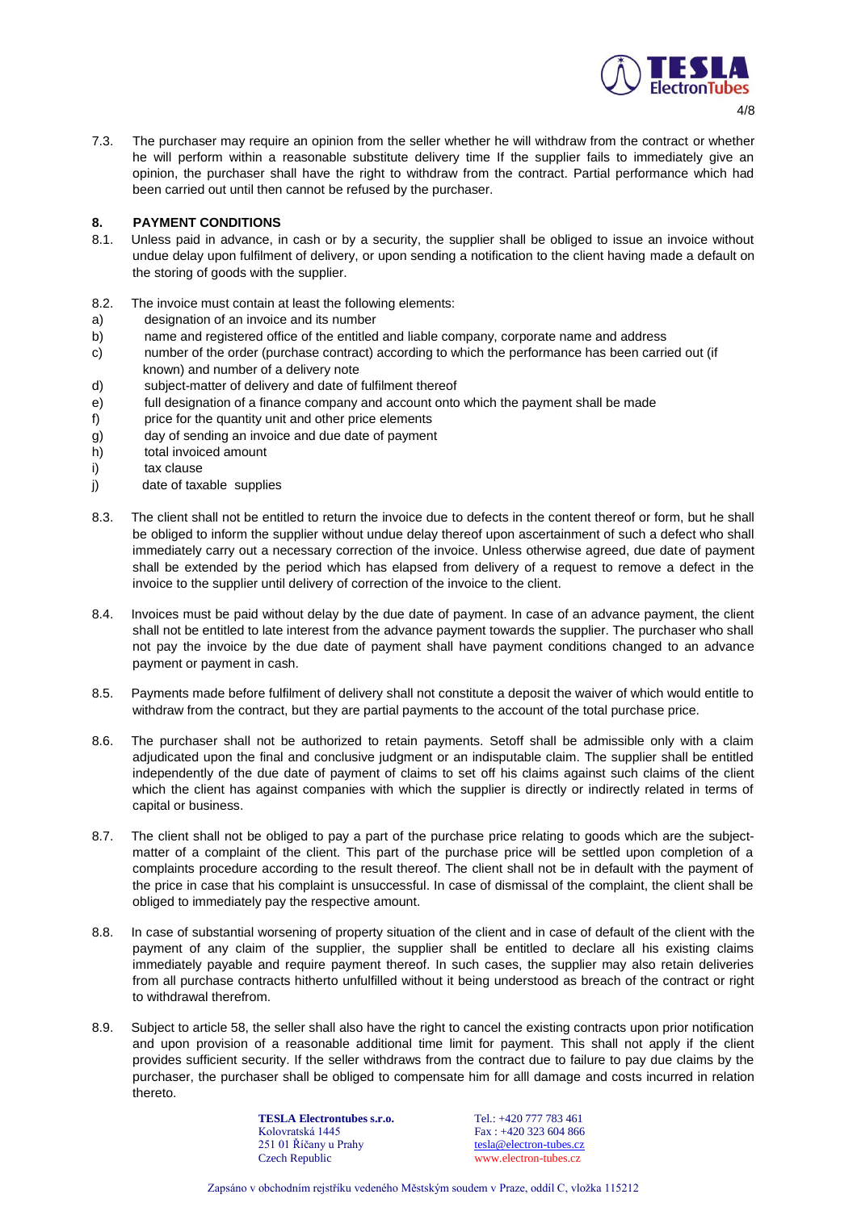7.3. The purchaser may require an opinion from the seller whether he will withdraw from the contract or whether he will perform within a reasonable substitute delivery time If the supplier fails to immediately give an opinion, the purchaser shall have the right to withdraw from the contract. Partial performance which had been carried out until then cannot be refused by the purchaser.

## 8. PAYMENT CONDITIONS

8.1. Unless paid in advance, in cash or by a security, the supplier shall be obliged to issue an invoice without undue delay upon fulfilment of delivery, or upon sending a notification to the client having made a default on the storing of goods with the supplier.

8.2. The invoice must contain at least the following elements:

a) designation of an invoice and its number
b) name and registered office of the entitled and liable company, corporate name and address
c) number of the order (purchase contract) according to which the performance has been carried out (if known) and number of a delivery note
d) subject-matter of delivery and date of fulfilment thereof
e) full designation of a finance company and account onto which the payment shall be made
f) price for the quantity unit and other price elements
g) day of sending an invoice and due date of payment
h) total invoiced amount
i) tax clause
j) date of taxable supplies

8.3. The client shall not be entitled to return the invoice due to defects in the content thereof or form, but he shall be obliged to inform the supplier without undue delay thereof upon ascertainment of such a defect who shall immediately carry out a necessary correction of the invoice. Unless otherwise agreed, due date of payment shall be extended by the period which has elapsed from delivery of a request to remove a defect in the invoice to the supplier until delivery of correction of the invoice to the client.

8.4. Invoices must be paid without delay by the due date of payment. In case of an advance payment, the client shall not be entitled to late interest from the advance payment towards the supplier. The purchaser who shall not pay the invoice by the due date of payment shall have payment conditions changed to an advance payment or payment in cash.

8.5. Payments made before fulfilment of delivery shall not constitute a deposit the waiver of which would entitle to withdraw from the contract, but they are partial payments to the account of the total purchase price.

8.6. The purchaser shall not be authorized to retain payments. Setoff shall be admissible only with a claim adjudicated upon the final and conclusive judgment or an indisputable claim. The supplier shall be entitled independently of the due date of payment of claims to set off his claims against such claims of the client which the client has against companies with which the supplier is directly or indirectly related in terms of capital or business.

8.7. The client shall not be obliged to pay a part of the purchase price relating to goods which are the subject-matter of a complaint of the client. This part of the purchase price will be settled upon completion of a complaints procedure according to the result thereof. The client shall not be in default with the payment of the price in case that his complaint is unsuccessful. In case of dismissal of the complaint, the client shall be obliged to immediately pay the respective amount.

8.8. In case of substantial worsening of property situation of the client and in case of default of the client with the payment of any claim of the supplier, the supplier shall be entitled to declare all his existing claims immediately payable and require payment thereof. In such cases, the supplier may also retain deliveries from all purchase contracts hitherto unfulfilled without it being understood as breach of the contract or right to withdrawal therefrom.

8.9. Subject to article 58, the seller shall also have the right to cancel the existing contracts upon prior notification and upon provision of a reasonable additional time limit for payment. This shall not apply if the client provides sufficient security. If the seller withdraws from the contract due to failure to pay due claims by the purchaser, the purchaser shall be obliged to compensate him for alll damage and costs incurred in relation thereto.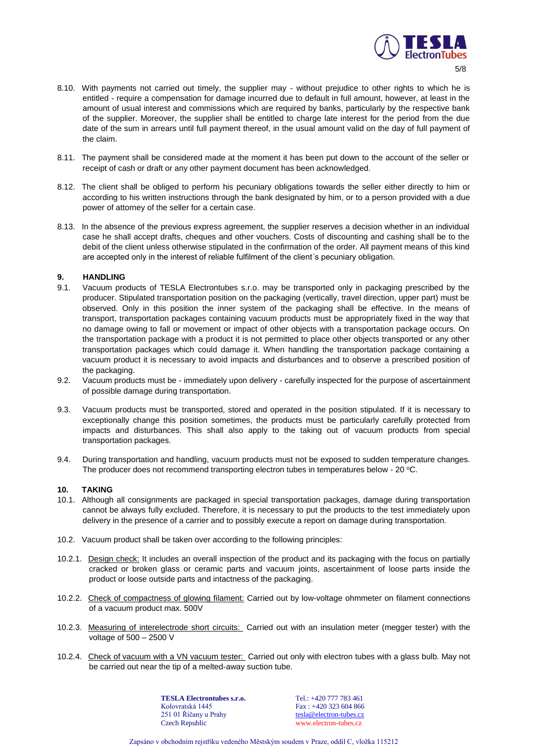8.10. With payments not carried out timely, the supplier may - without prejudice to other rights to which he is entitled - require a compensation for damage incurred due to default in full amount, however, at least in the amount of usual interest and commissions which are required by banks, particularly by the respective bank of the supplier. Moreover, the supplier shall be entitled to charge late interest for the period from the due date of the sum in arrears until full payment thereof, in the usual amount valid on the day of full payment of the claim.

8.11. The payment shall be considered made at the moment it has been put down to the account of the seller or receipt of cash or draft or any other payment document has been acknowledged.

8.12. The client shall be obliged to perform his pecuniary obligations towards the seller either directly to him or according to his written instructions through the bank designated by him, or to a person provided with a due power of attorney of the seller for a certain case.

8.13. In the absence of the previous express agreement, the supplier reserves a decision whether in an individual case he shall accept drafts, cheques and other vouchers. Costs of discounting and cashing shall be to the debit of the client unless otherwise stipulated in the confirmation of the order. All payment means of this kind are accepted only in the interest of reliable fulfilment of the client´s pecuniary obligation.

## 9. HANDLING

9.1. Vacuum products of TESLA Electrontubes s.r.o. may be transported only in packaging prescribed by the producer. Stipulated transportation position on the packaging (vertically, travel direction, upper part) must be observed. Only in this position the inner system of the packaging shall be effective. In the means of transport, transportation packages containing vacuum products must be appropriately fixed in the way that no damage owing to fall or movement or impact of other objects with a transportation package occurs. On the transportation package with a product it is not permitted to place other objects transported or any other transportation packages which could damage it. When handling the transportation package containing a vacuum product it is necessary to avoid impacts and disturbances and to observe a prescribed position of the packaging.

9.2. Vacuum products must be - immediately upon delivery - carefully inspected for the purpose of ascertainment of possible damage during transportation.

9.3. Vacuum products must be transported, stored and operated in the position stipulated. If it is necessary to exceptionally change this position sometimes, the products must be particularly carefully protected from impacts and disturbances. This shall also apply to the taking out of vacuum products from special transportation packages.

9.4. During transportation and handling, vacuum products must not be exposed to sudden temperature changes. The producer does not recommend transporting electron tubes in temperatures below - 20 °C.

## 10. TAKING

10.1. Although all consignments are packaged in special transportation packages, damage during transportation cannot be always fully excluded. Therefore, it is necessary to put the products to the test immediately upon delivery in the presence of a carrier and to possibly execute a report on damage during transportation.

10.2. Vacuum product shall be taken over according to the following principles:

10.2.1. Design check: It includes an overall inspection of the product and its packaging with the focus on partially cracked or broken glass or ceramic parts and vacuum joints, ascertainment of loose parts inside the product or loose outside parts and intactness of the packaging.

10.2.2. Check of compactness of glowing filament: Carried out by low-voltage ohmmeter on filament connections of a vacuum product max. 500V

10.2.3. Measuring of interelectrode short circuits: Carried out with an insulation meter (megger tester) with the voltage of 500 – 2500 V

10.2.4. Check of vacuum with a VN vacuum tester: Carried out only with electron tubes with a glass bulb. May not be carried out near the tip of a melted-away suction tube.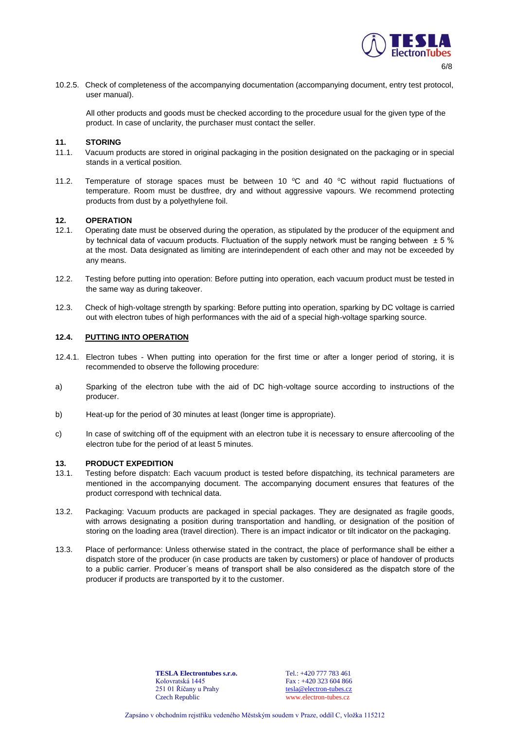10.2.5. Check of completeness of the accompanying documentation (accompanying document, entry test protocol, user manual).

All other products and goods must be checked according to the procedure usual for the given type of the product. In case of unclarity, the purchaser must contact the seller.

## 11. STORING

11.1. Vacuum products are stored in original packaging in the position designated on the packaging or in special stands in a vertical position.

11.2. Temperature of storage spaces must be between 10 °C and 40 °C without rapid fluctuations of temperature. Room must be dustfree, dry and without aggressive vapours. We recommend protecting products from dust by a polyethylene foil.

## 12. OPERATION

12.1. Operating date must be observed during the operation, as stipulated by the producer of the equipment and by technical data of vacuum products. Fluctuation of the supply network must be ranging between ± 5 % at the most. Data designated as limiting are interindependent of each other and may not be exceeded by any means.

12.2. Testing before putting into operation: Before putting into operation, each vacuum product must be tested in the same way as during takeover.

12.3. Check of high-voltage strength by sparking: Before putting into operation, sparking by DC voltage is carried out with electron tubes of high performances with the aid of a special high-voltage sparking source.

### 12.4. PUTTING INTO OPERATION

12.4.1. Electron tubes - When putting into operation for the first time or after a longer period of storing, it is recommended to observe the following procedure:

a) Sparking of the electron tube with the aid of DC high-voltage source according to instructions of the producer.

b) Heat-up for the period of 30 minutes at least (longer time is appropriate).

c) In case of switching off of the equipment with an electron tube it is necessary to ensure aftercooling of the electron tube for the period of at least 5 minutes.

## 13. PRODUCT EXPEDITION

13.1. Testing before dispatch: Each vacuum product is tested before dispatching, its technical parameters are mentioned in the accompanying document. The accompanying document ensures that features of the product correspond with technical data.

13.2. Packaging: Vacuum products are packaged in special packages. They are designated as fragile goods, with arrows designating a position during transportation and handling, or designation of the position of storing on the loading area (travel direction). There is an impact indicator or tilt indicator on the packaging.

13.3. Place of performance: Unless otherwise stated in the contract, the place of performance shall be either a dispatch store of the producer (in case products are taken by customers) or place of handover of products to a public carrier. Producer´s means of transport shall be also considered as the dispatch store of the producer if products are transported by it to the customer.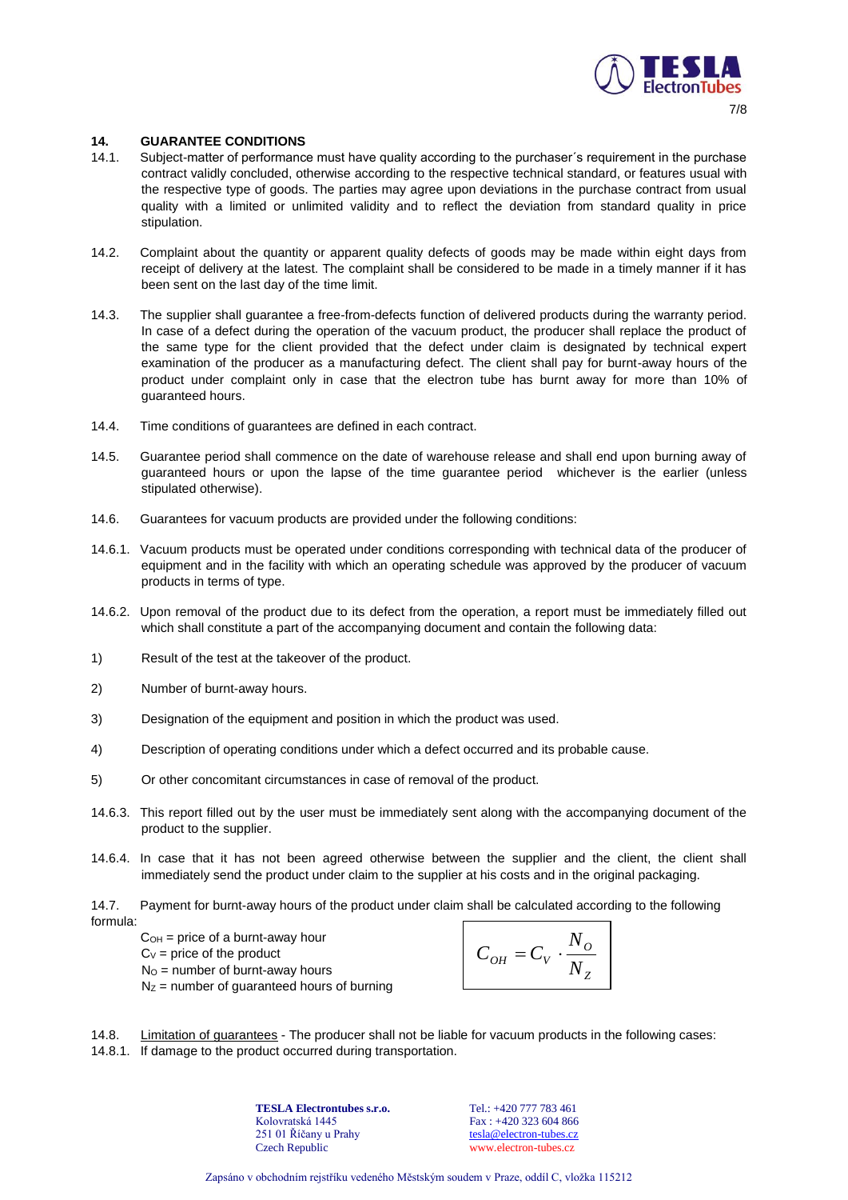## 14. GUARANTEE CONDITIONS

14.1. Subject-matter of performance must have quality according to the purchaser´s requirement in the purchase contract validly concluded, otherwise according to the respective technical standard, or features usual with the respective type of goods. The parties may agree upon deviations in the purchase contract from usual quality with a limited or unlimited validity and to reflect the deviation from standard quality in price stipulation.

14.2. Complaint about the quantity or apparent quality defects of goods may be made within eight days from receipt of delivery at the latest. The complaint shall be considered to be made in a timely manner if it has been sent on the last day of the time limit.

14.3. The supplier shall guarantee a free-from-defects function of delivered products during the warranty period. In case of a defect during the operation of the vacuum product, the producer shall replace the product of the same type for the client provided that the defect under claim is designated by technical expert examination of the producer as a manufacturing defect. The client shall pay for burnt-away hours of the product under complaint only in case that the electron tube has burnt away for more than 10% of guaranteed hours.

14.4. Time conditions of guarantees are defined in each contract.

14.5. Guarantee period shall commence on the date of warehouse release and shall end upon burning away of guaranteed hours or upon the lapse of the time guarantee period whichever is the earlier (unless stipulated otherwise).

14.6. Guarantees for vacuum products are provided under the following conditions:

14.6.1. Vacuum products must be operated under conditions corresponding with technical data of the producer of equipment and in the facility with which an operating schedule was approved by the producer of vacuum products in terms of type.

14.6.2. Upon removal of the product due to its defect from the operation, a report must be immediately filled out which shall constitute a part of the accompanying document and contain the following data:

1) Result of the test at the takeover of the product.

2) Number of burnt-away hours.

3) Designation of the equipment and position in which the product was used.

4) Description of operating conditions under which a defect occurred and its probable cause.

5) Or other concomitant circumstances in case of removal of the product.

14.6.3. This report filled out by the user must be immediately sent along with the accompanying document of the product to the supplier.

14.6.4. In case that it has not been agreed otherwise between the supplier and the client, the client shall immediately send the product under claim to the supplier at his costs and in the original packaging.

14.7. Payment for burnt-away hours of the product under claim shall be calculated according to the following formula:

$C_{OH}$ = price of a burnt-away hour
$C_V$ = price of the product
$N_O$ = number of burnt-away hours
$N_Z$ = number of guaranteed hours of burning

$$C_{OH} = C_V \cdot \frac{N_O}{N_Z}$$

14.8. Limitation of guarantees - The producer shall not be liable for vacuum products in the following cases:

14.8.1. If damage to the product occurred during transportation.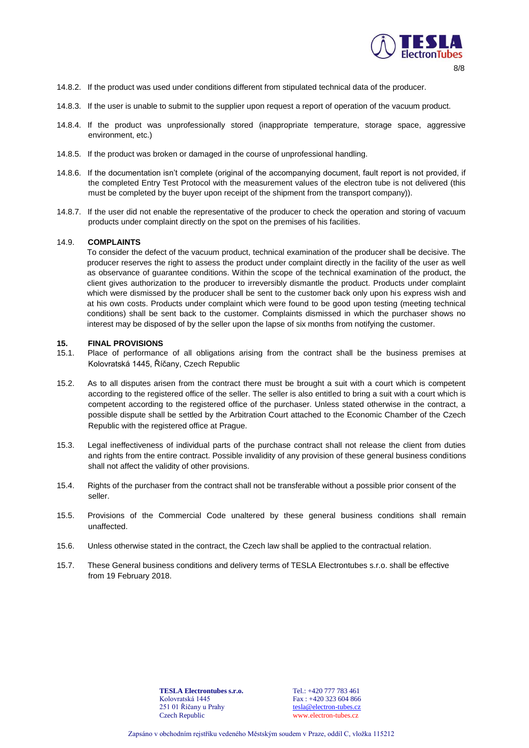14.8.2. If the product was used under conditions different from stipulated technical data of the producer.

14.8.3. If the user is unable to submit to the supplier upon request a report of operation of the vacuum product.

14.8.4. If the product was unprofessionally stored (inappropriate temperature, storage space, aggressive environment, etc.)

14.8.5. If the product was broken or damaged in the course of unprofessional handling.

14.8.6. If the documentation isn't complete (original of the accompanying document, fault report is not provided, if the completed Entry Test Protocol with the measurement values of the electron tube is not delivered (this must be completed by the buyer upon receipt of the shipment from the transport company)).

14.8.7. If the user did not enable the representative of the producer to check the operation and storing of vacuum products under complaint directly on the spot on the premises of his facilities.

14.9. **COMPLAINTS**

To consider the defect of the vacuum product, technical examination of the producer shall be decisive. The producer reserves the right to assess the product under complaint directly in the facility of the user as well as observance of guarantee conditions. Within the scope of the technical examination of the product, the client gives authorization to the producer to irreversibly dismantle the product. Products under complaint which were dismissed by the producer shall be sent to the customer back only upon his express wish and at his own costs. Products under complaint which were found to be good upon testing (meeting technical conditions) shall be sent back to the customer. Complaints dismissed in which the purchaser shows no interest may be disposed of by the seller upon the lapse of six months from notifying the customer.

## 15. FINAL PROVISIONS

15.1. Place of performance of all obligations arising from the contract shall be the business premises at Kolovratská 1445, Říčany, Czech Republic

15.2. As to all disputes arisen from the contract there must be brought a suit with a court which is competent according to the registered office of the seller. The seller is also entitled to bring a suit with a court which is competent according to the registered office of the purchaser. Unless stated otherwise in the contract, a possible dispute shall be settled by the Arbitration Court attached to the Economic Chamber of the Czech Republic with the registered office at Prague.

15.3. Legal ineffectiveness of individual parts of the purchase contract shall not release the client from duties and rights from the entire contract. Possible invalidity of any provision of these general business conditions shall not affect the validity of other provisions.

15.4. Rights of the purchaser from the contract shall not be transferable without a possible prior consent of the seller.

15.5. Provisions of the Commercial Code unaltered by these general business conditions shall remain unaffected.

15.6. Unless otherwise stated in the contract, the Czech law shall be applied to the contractual relation.

15.7. These General business conditions and delivery terms of TESLA Electrontubes s.r.o. shall be effective from 19 February 2018.